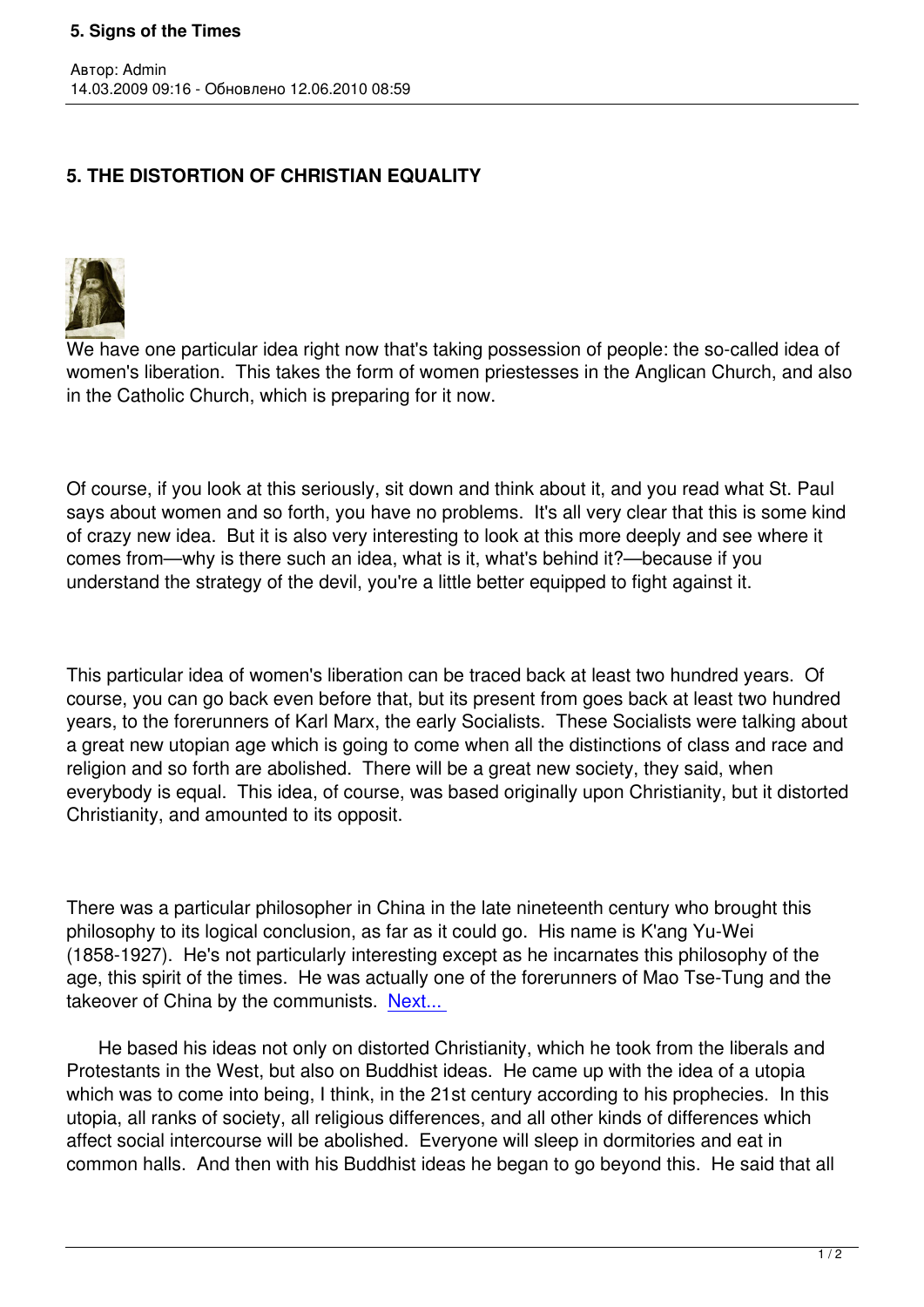# 5. THE DISTORTION OF CHRISTIAN EQUALITY

We have one particular idea right now that's taking possession of people: the so-called idea of women's liberation. This takes the form of women priestesses in the Anglican Church, and also in the Catholic Church, which is preparing for it now.

Of course, if you look at this seriously, sit down and think about it, and you read what St. Paul says about women and so forth, you have no problems. It's all very clear that this is some kind of crazy new idea. But it is also very interesting to look at this more deeply and see where it comes from—why is there such an idea, what is it, what's behind it?—because if you understand the strategy of the devil, you're a little better equipped to fight against it.

This particular idea of women's liberation can be traced back at least two hundred years. Of course, you can go back even before that, but its present from goes back at least two hundred years, to the forerunners of Karl Marx, the early Socialists. These Socialists were talking about a great new utopian age which is going to come when all the distinctions of class and race and religion and so forth are abolished. There will be a great new society, they said, when everybody is equal. This idea, of course, was based originally upon Christianity, but it distorted Christianity, and amounted to its opposit.

There was a particular philosopher in China in the late nineteenth century who brought this philosophy to its logical conclusion, as far as it could go. His name is K'ang Yu-Wei (1858-1927). He's not particularly interesting except as he incarnates this philosophy of the age, this spirit of the times. He was actually one of the forerunners of Mao Tse-Tung and the takeover of China by the communists. Next...

He based his ideas not only on distorted Christianity, which he took from the liberals and Protestants in the West, but also on Buddhist ideas. He came up with the idea of a utopia which was to come into being, I think, in the 21st century according to his prophecies. In this utopia, all ranks of society, all religious differences, and all other kinds of differences which affect social intercourse will be abolished. Everyone will sleep in dormitories and eat in common halls. And then with his Buddhist ideas he began to go beyond this. He said that all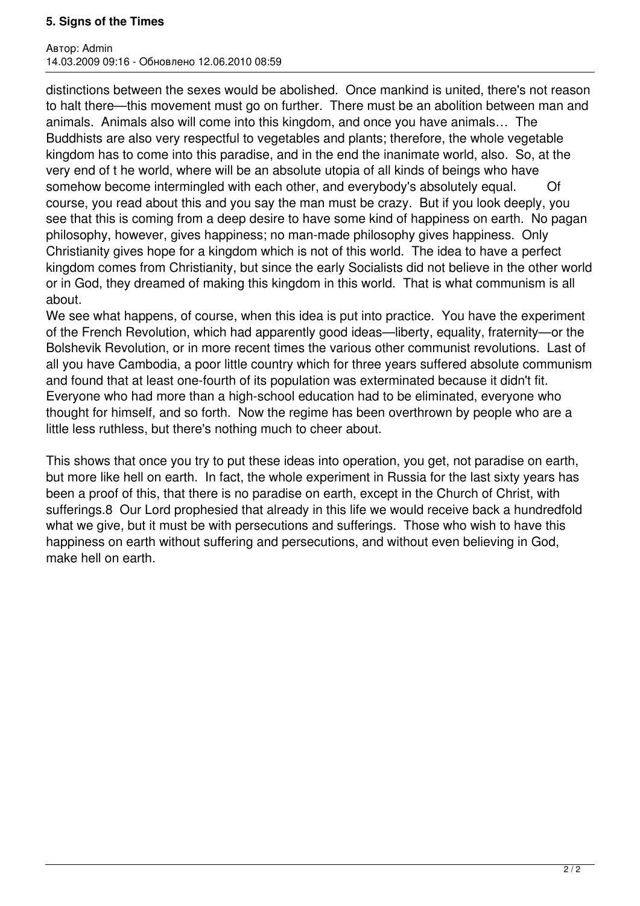distinctions between the sexes would be abolished. Once mankind is united, there's not reason to halt there—this movement must go on further. There must be an abolition between man and animals. Animals also will come into this kingdom, and once you have animals… The Buddhists are also very respectful to vegetables and plants; therefore, the whole vegetable kingdom has to come into this paradise, and in the end the inanimate world, also. So, at the very end of t he world, where will be an absolute utopia of all kinds of beings who have somehow become intermingled with each other, and everybody's absolutely equal. Of course, you read about this and you say the man must be crazy. But if you look deeply, you see that this is coming from a deep desire to have some kind of happiness on earth. No pagan philosophy, however, gives happiness; no man-made philosophy gives happiness. Only Christianity gives hope for a kingdom which is not of this world. The idea to have a perfect kingdom comes from Christianity, but since the early Socialists did not believe in the other world or in God, they dreamed of making this kingdom in this world. That is what communism is all about.

We see what happens, of course, when this idea is put into practice. You have the experiment of the French Revolution, which had apparently good ideas—liberty, equality, fraternity—or the Bolshevik Revolution, or in more recent times the various other communist revolutions. Last of all you have Cambodia, a poor little country which for three years suffered absolute communism and found that at least one-fourth of its population was exterminated because it didn't fit. Everyone who had more than a high-school education had to be eliminated, everyone who thought for himself, and so forth. Now the regime has been overthrown by people who are a little less ruthless, but there's nothing much to cheer about.

This shows that once you try to put these ideas into operation, you get, not paradise on earth, but more like hell on earth. In fact, the whole experiment in Russia for the last sixty years has been a proof of this, that there is no paradise on earth, except in the Church of Christ, with sufferings.8 Our Lord prophesied that already in this life we would receive back a hundredfold what we give, but it must be with persecutions and sufferings. Those who wish to have this happiness on earth without suffering and persecutions, and without even believing in God, make hell on earth.